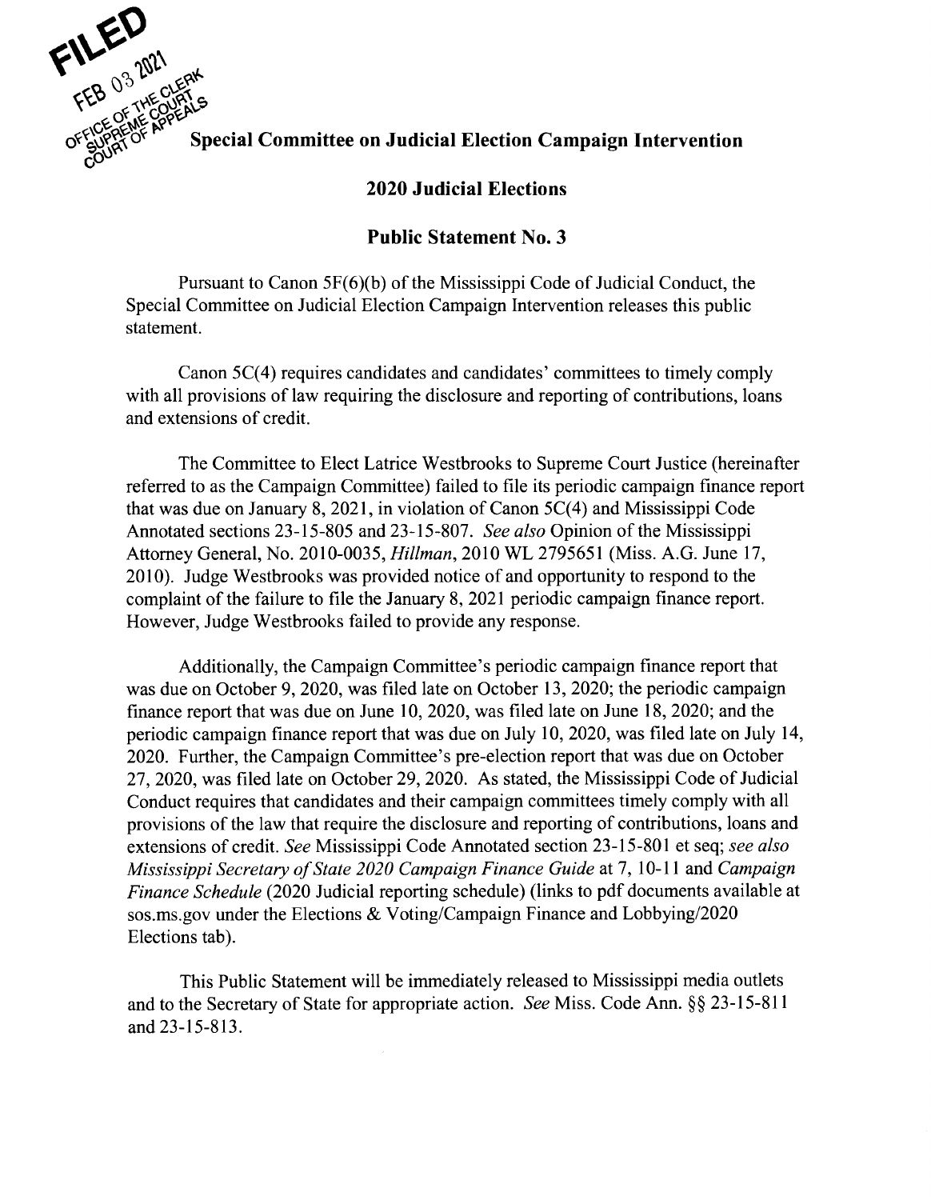FILED
FEB 03 2021
OFFICE OF THE CLERK
SUPREME COURT
COURT OF APPEALS

# Special Committee on Judicial Election Campaign Intervention

## 2020 Judicial Elections

## Public Statement No. 3

Pursuant to Canon 5F(6)(b) of the Mississippi Code of Judicial Conduct, the Special Committee on Judicial Election Campaign Intervention releases this public statement.

Canon 5C(4) requires candidates and candidates' committees to timely comply with all provisions of law requiring the disclosure and reporting of contributions, loans and extensions of credit.

The Committee to Elect Latrice Westbrooks to Supreme Court Justice (hereinafter referred to as the Campaign Committee) failed to file its periodic campaign finance report that was due on January 8, 2021, in violation of Canon 5C(4) and Mississippi Code Annotated sections 23-15-805 and 23-15-807. *See also* Opinion of the Mississippi Attorney General, No. 2010-0035, *Hillman*, 2010 WL 2795651 (Miss. A.G. June 17, 2010). Judge Westbrooks was provided notice of and opportunity to respond to the complaint of the failure to file the January 8, 2021 periodic campaign finance report. However, Judge Westbrooks failed to provide any response.

Additionally, the Campaign Committee's periodic campaign finance report that was due on October 9, 2020, was filed late on October 13, 2020; the periodic campaign finance report that was due on June 10, 2020, was filed late on June 18, 2020; and the periodic campaign finance report that was due on July 10, 2020, was filed late on July 14, 2020. Further, the Campaign Committee's pre-election report that was due on October 27, 2020, was filed late on October 29, 2020. As stated, the Mississippi Code of Judicial Conduct requires that candidates and their campaign committees timely comply with all provisions of the law that require the disclosure and reporting of contributions, loans and extensions of credit. *See* Mississippi Code Annotated section 23-15-801 et seq; *see also Mississippi Secretary of State 2020 Campaign Finance Guide* at 7, 10-11 and *Campaign Finance Schedule* (2020 Judicial reporting schedule) (links to pdf documents available at sos.ms.gov under the Elections & Voting/Campaign Finance and Lobbying/2020 Elections tab).

This Public Statement will be immediately released to Mississippi media outlets and to the Secretary of State for appropriate action. *See* Miss. Code Ann. §§ 23-15-811 and 23-15-813.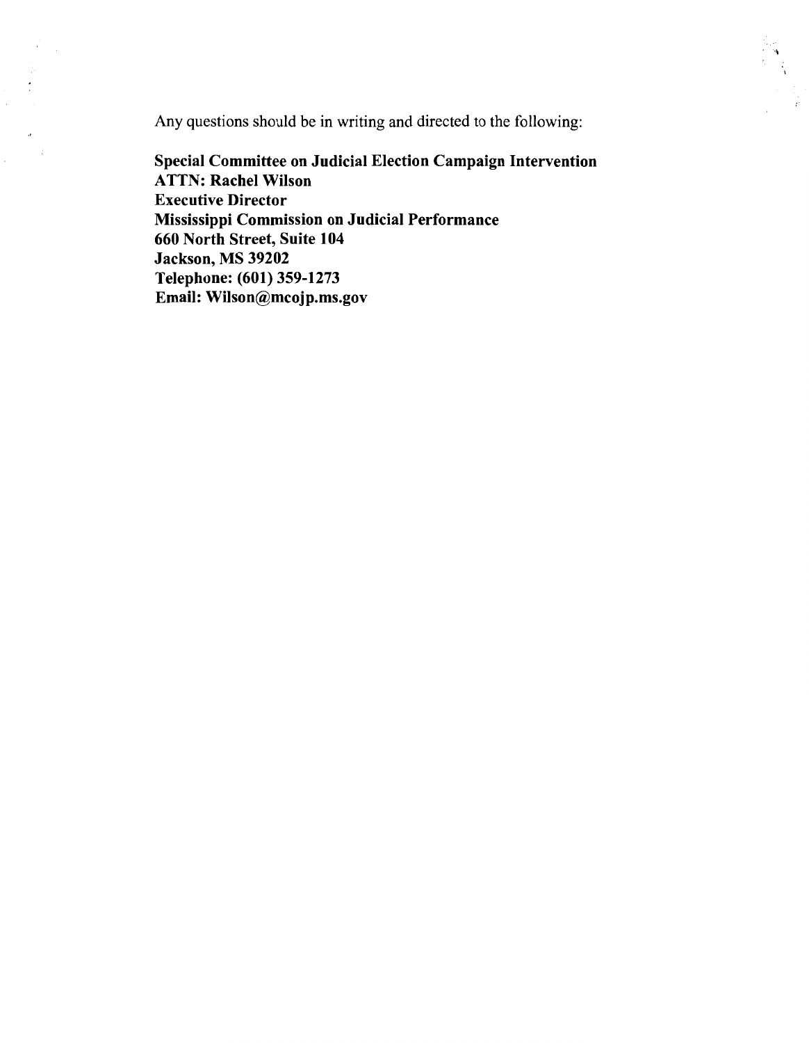Any questions should be in writing and directed to the following:

**Special Committee on Judicial Election Campaign Intervention**
**ATTN: Rachel Wilson**
**Executive Director**
**Mississippi Commission on Judicial Performance**
**660 North Street, Suite 104**
**Jackson, MS 39202**
**Telephone: (601) 359-1273**
**Email: Wilson@mcojp.ms.gov**